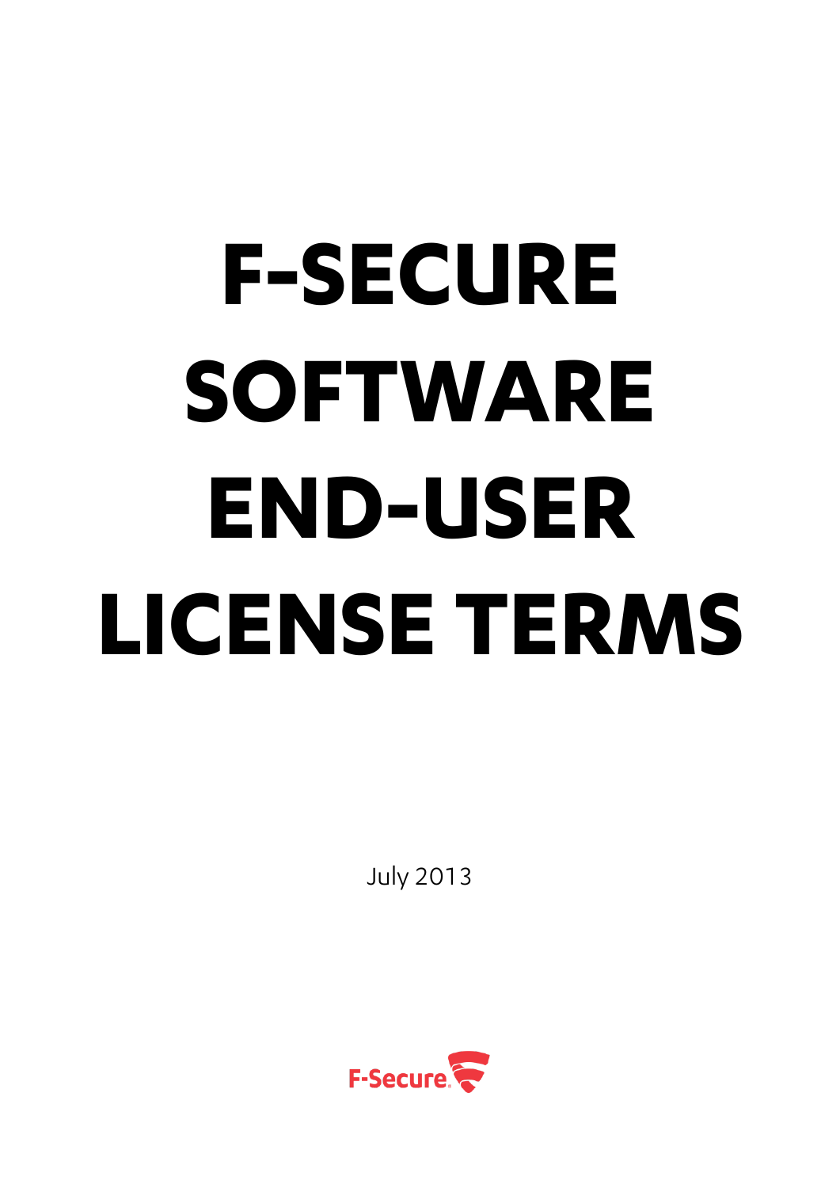# F-SECURE SOFTWARE END-USER LICENSE TERMS

July 2013

F-Secure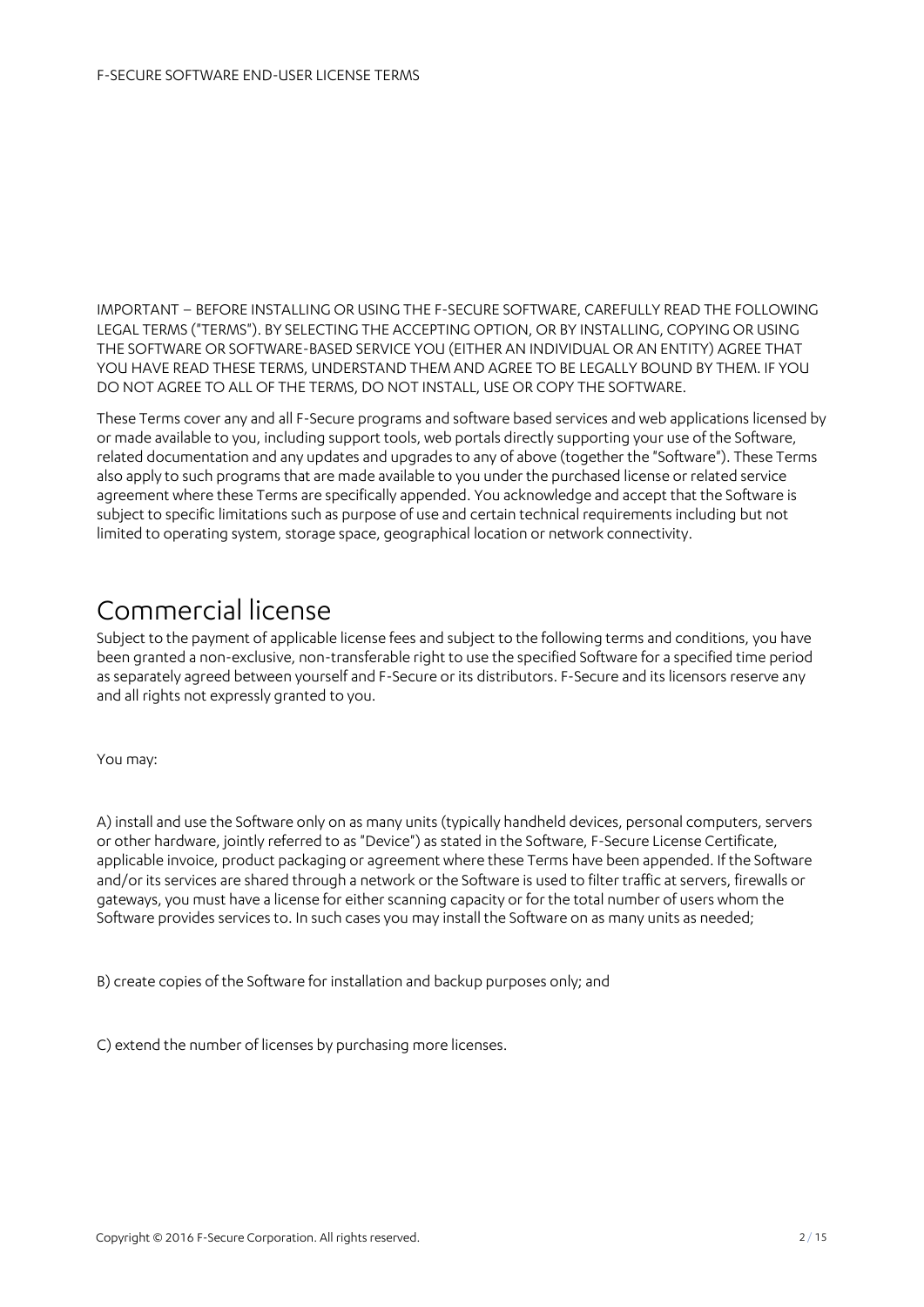IMPORTANT – BEFORE INSTALLING OR USING THE F-SECURE SOFTWARE, CAREFULLY READ THE FOLLOWING LEGAL TERMS ("TERMS"). BY SELECTING THE ACCEPTING OPTION, OR BY INSTALLING, COPYING OR USING THE SOFTWARE OR SOFTWARE-BASED SERVICE YOU (EITHER AN INDIVIDUAL OR AN ENTITY) AGREE THAT YOU HAVE READ THESE TERMS, UNDERSTAND THEM AND AGREE TO BE LEGALLY BOUND BY THEM. IF YOU DO NOT AGREE TO ALL OF THE TERMS, DO NOT INSTALL, USE OR COPY THE SOFTWARE.

These Terms cover any and all F-Secure programs and software based services and web applications licensed by or made available to you, including support tools, web portals directly supporting your use of the Software, related documentation and any updates and upgrades to any of above (together the "Software"). These Terms also apply to such programs that are made available to you under the purchased license or related service agreement where these Terms are specifically appended. You acknowledge and accept that the Software is subject to specific limitations such as purpose of use and certain technical requirements including but not limited to operating system, storage space, geographical location or network connectivity.

# Commercial license

Subject to the payment of applicable license fees and subject to the following terms and conditions, you have been granted a non-exclusive, non-transferable right to use the specified Software for a specified time period as separately agreed between yourself and F-Secure or its distributors. F-Secure and its licensors reserve any and all rights not expressly granted to you.

You may:

A) install and use the Software only on as many units (typically handheld devices, personal computers, servers or other hardware, jointly referred to as "Device") as stated in the Software, F-Secure License Certificate, applicable invoice, product packaging or agreement where these Terms have been appended. If the Software and/or its services are shared through a network or the Software is used to filter traffic at servers, firewalls or gateways, you must have a license for either scanning capacity or for the total number of users whom the Software provides services to. In such cases you may install the Software on as many units as needed;

B) create copies of the Software for installation and backup purposes only; and

C) extend the number of licenses by purchasing more licenses.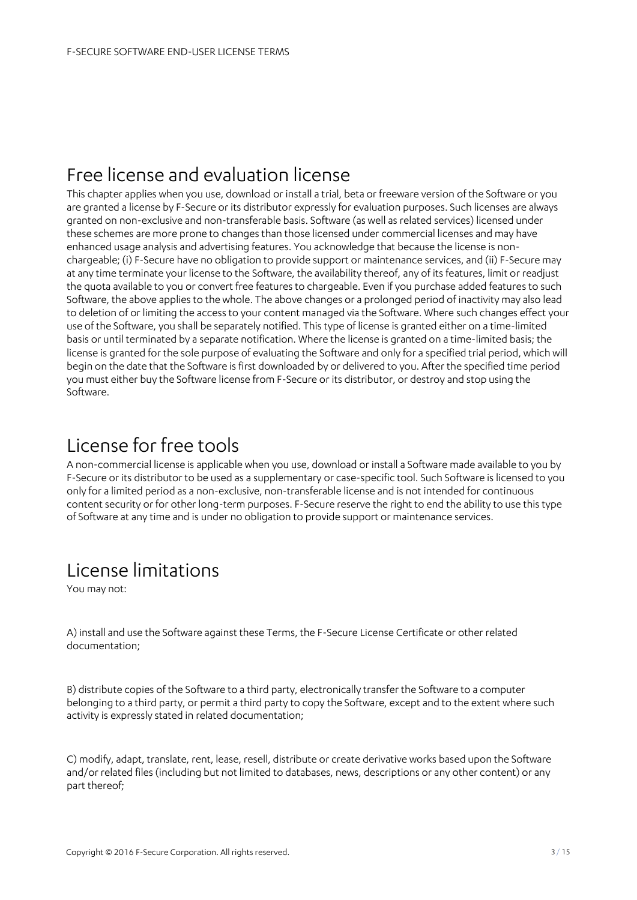## Free license and evaluation license

This chapter applies when you use, download or install a trial, beta or freeware version of the Software or you are granted a license by F-Secure or its distributor expressly for evaluation purposes. Such licenses are always granted on non-exclusive and non-transferable basis. Software (as well as related services) licensed under these schemes are more prone to changes than those licensed under commercial licenses and may have enhanced usage analysis and advertising features. You acknowledge that because the license is non-chargeable; (i) F-Secure have no obligation to provide support or maintenance services, and (ii) F-Secure may at any time terminate your license to the Software, the availability thereof, any of its features, limit or readjust the quota available to you or convert free features to chargeable. Even if you purchase added features to such Software, the above applies to the whole. The above changes or a prolonged period of inactivity may also lead to deletion of or limiting the access to your content managed via the Software. Where such changes effect your use of the Software, you shall be separately notified. This type of license is granted either on a time-limited basis or until terminated by a separate notification. Where the license is granted on a time-limited basis; the license is granted for the sole purpose of evaluating the Software and only for a specified trial period, which will begin on the date that the Software is first downloaded by or delivered to you. After the specified time period you must either buy the Software license from F-Secure or its distributor, or destroy and stop using the Software.

## License for free tools

A non-commercial license is applicable when you use, download or install a Software made available to you by F-Secure or its distributor to be used as a supplementary or case-specific tool. Such Software is licensed to you only for a limited period as a non-exclusive, non-transferable license and is not intended for continuous content security or for other long-term purposes. F-Secure reserve the right to end the ability to use this type of Software at any time and is under no obligation to provide support or maintenance services.

## License limitations

You may not:

A) install and use the Software against these Terms, the F-Secure License Certificate or other related documentation;

B) distribute copies of the Software to a third party, electronically transfer the Software to a computer belonging to a third party, or permit a third party to copy the Software, except and to the extent where such activity is expressly stated in related documentation;

C) modify, adapt, translate, rent, lease, resell, distribute or create derivative works based upon the Software and/or related files (including but not limited to databases, news, descriptions or any other content) or any part thereof;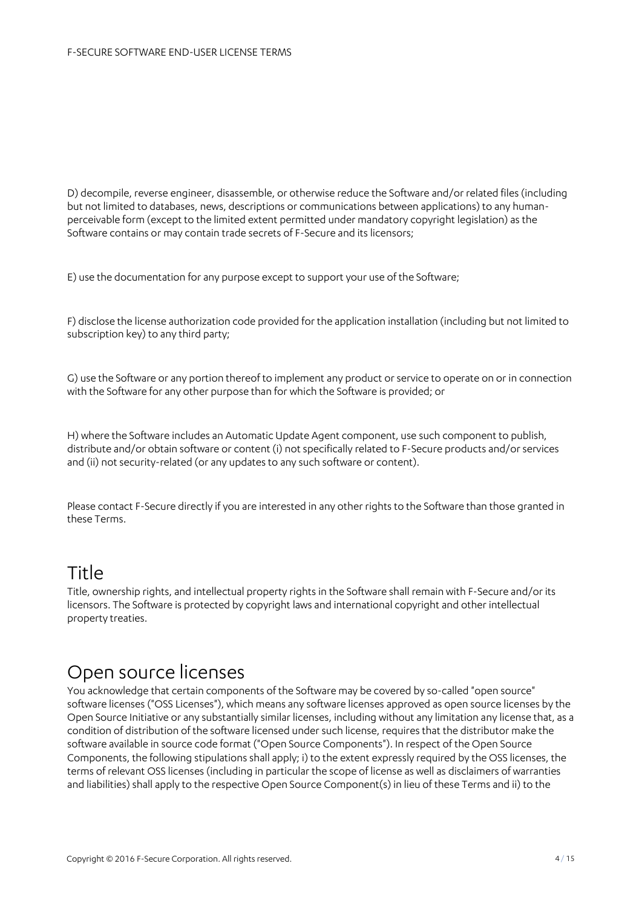D) decompile, reverse engineer, disassemble, or otherwise reduce the Software and/or related files (including but not limited to databases, news, descriptions or communications between applications) to any human-perceivable form (except to the limited extent permitted under mandatory copyright legislation) as the Software contains or may contain trade secrets of F-Secure and its licensors;

E) use the documentation for any purpose except to support your use of the Software;

F) disclose the license authorization code provided for the application installation (including but not limited to subscription key) to any third party;

G) use the Software or any portion thereof to implement any product or service to operate on or in connection with the Software for any other purpose than for which the Software is provided; or

H) where the Software includes an Automatic Update Agent component, use such component to publish, distribute and/or obtain software or content (i) not specifically related to F-Secure products and/or services and (ii) not security-related (or any updates to any such software or content).

Please contact F-Secure directly if you are interested in any other rights to the Software than those granted in these Terms.

## Title

Title, ownership rights, and intellectual property rights in the Software shall remain with F-Secure and/or its licensors. The Software is protected by copyright laws and international copyright and other intellectual property treaties.

## Open source licenses

You acknowledge that certain components of the Software may be covered by so-called "open source" software licenses ("OSS Licenses"), which means any software licenses approved as open source licenses by the Open Source Initiative or any substantially similar licenses, including without any limitation any license that, as a condition of distribution of the software licensed under such license, requires that the distributor make the software available in source code format ("Open Source Components"). In respect of the Open Source Components, the following stipulations shall apply; i) to the extent expressly required by the OSS licenses, the terms of relevant OSS licenses (including in particular the scope of license as well as disclaimers of warranties and liabilities) shall apply to the respective Open Source Component(s) in lieu of these Terms and ii) to the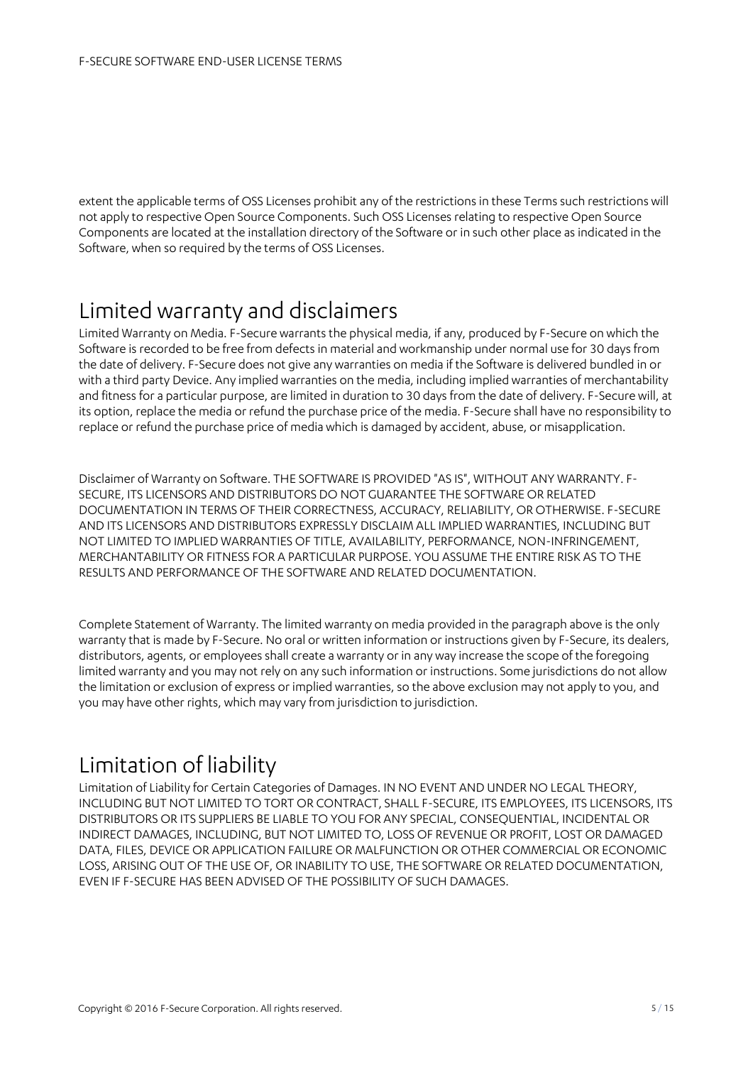extent the applicable terms of OSS Licenses prohibit any of the restrictions in these Terms such restrictions will not apply to respective Open Source Components. Such OSS Licenses relating to respective Open Source Components are located at the installation directory of the Software or in such other place as indicated in the Software, when so required by the terms of OSS Licenses.

# Limited warranty and disclaimers

Limited Warranty on Media. F-Secure warrants the physical media, if any, produced by F-Secure on which the Software is recorded to be free from defects in material and workmanship under normal use for 30 days from the date of delivery. F-Secure does not give any warranties on media if the Software is delivered bundled in or with a third party Device. Any implied warranties on the media, including implied warranties of merchantability and fitness for a particular purpose, are limited in duration to 30 days from the date of delivery. F-Secure will, at its option, replace the media or refund the purchase price of the media. F-Secure shall have no responsibility to replace or refund the purchase price of media which is damaged by accident, abuse, or misapplication.

Disclaimer of Warranty on Software. THE SOFTWARE IS PROVIDED "AS IS", WITHOUT ANY WARRANTY. F-SECURE, ITS LICENSORS AND DISTRIBUTORS DO NOT GUARANTEE THE SOFTWARE OR RELATED DOCUMENTATION IN TERMS OF THEIR CORRECTNESS, ACCURACY, RELIABILITY, OR OTHERWISE. F-SECURE AND ITS LICENSORS AND DISTRIBUTORS EXPRESSLY DISCLAIM ALL IMPLIED WARRANTIES, INCLUDING BUT NOT LIMITED TO IMPLIED WARRANTIES OF TITLE, AVAILABILITY, PERFORMANCE, NON-INFRINGEMENT, MERCHANTABILITY OR FITNESS FOR A PARTICULAR PURPOSE. YOU ASSUME THE ENTIRE RISK AS TO THE RESULTS AND PERFORMANCE OF THE SOFTWARE AND RELATED DOCUMENTATION.

Complete Statement of Warranty. The limited warranty on media provided in the paragraph above is the only warranty that is made by F-Secure. No oral or written information or instructions given by F-Secure, its dealers, distributors, agents, or employees shall create a warranty or in any way increase the scope of the foregoing limited warranty and you may not rely on any such information or instructions. Some jurisdictions do not allow the limitation or exclusion of express or implied warranties, so the above exclusion may not apply to you, and you may have other rights, which may vary from jurisdiction to jurisdiction.

# Limitation of liability

Limitation of Liability for Certain Categories of Damages. IN NO EVENT AND UNDER NO LEGAL THEORY, INCLUDING BUT NOT LIMITED TO TORT OR CONTRACT, SHALL F-SECURE, ITS EMPLOYEES, ITS LICENSORS, ITS DISTRIBUTORS OR ITS SUPPLIERS BE LIABLE TO YOU FOR ANY SPECIAL, CONSEQUENTIAL, INCIDENTAL OR INDIRECT DAMAGES, INCLUDING, BUT NOT LIMITED TO, LOSS OF REVENUE OR PROFIT, LOST OR DAMAGED DATA, FILES, DEVICE OR APPLICATION FAILURE OR MALFUNCTION OR OTHER COMMERCIAL OR ECONOMIC LOSS, ARISING OUT OF THE USE OF, OR INABILITY TO USE, THE SOFTWARE OR RELATED DOCUMENTATION, EVEN IF F-SECURE HAS BEEN ADVISED OF THE POSSIBILITY OF SUCH DAMAGES.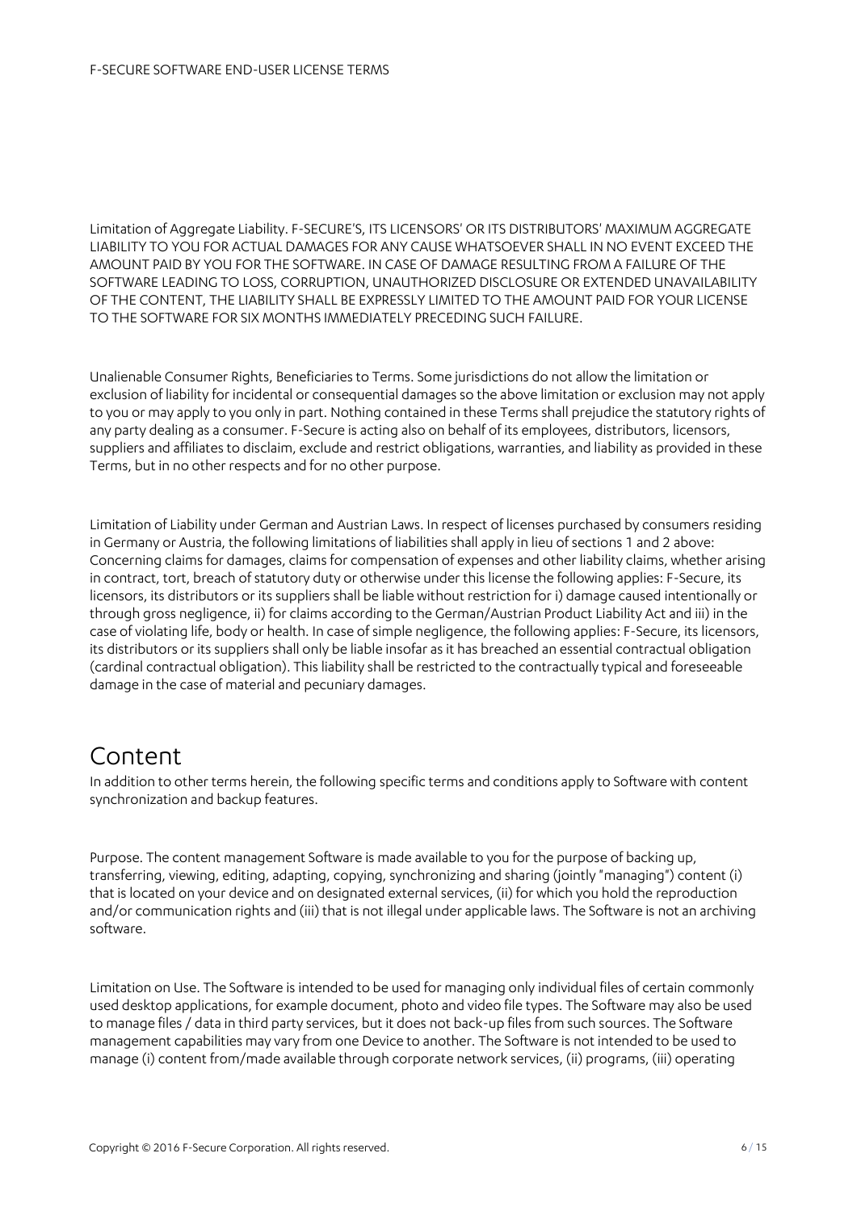Limitation of Aggregate Liability. F-SECURE'S, ITS LICENSORS' OR ITS DISTRIBUTORS' MAXIMUM AGGREGATE LIABILITY TO YOU FOR ACTUAL DAMAGES FOR ANY CAUSE WHATSOEVER SHALL IN NO EVENT EXCEED THE AMOUNT PAID BY YOU FOR THE SOFTWARE. IN CASE OF DAMAGE RESULTING FROM A FAILURE OF THE SOFTWARE LEADING TO LOSS, CORRUPTION, UNAUTHORIZED DISCLOSURE OR EXTENDED UNAVAILABILITY OF THE CONTENT, THE LIABILITY SHALL BE EXPRESSLY LIMITED TO THE AMOUNT PAID FOR YOUR LICENSE TO THE SOFTWARE FOR SIX MONTHS IMMEDIATELY PRECEDING SUCH FAILURE.

Unalienable Consumer Rights, Beneficiaries to Terms. Some jurisdictions do not allow the limitation or exclusion of liability for incidental or consequential damages so the above limitation or exclusion may not apply to you or may apply to you only in part. Nothing contained in these Terms shall prejudice the statutory rights of any party dealing as a consumer. F-Secure is acting also on behalf of its employees, distributors, licensors, suppliers and affiliates to disclaim, exclude and restrict obligations, warranties, and liability as provided in these Terms, but in no other respects and for no other purpose.

Limitation of Liability under German and Austrian Laws. In respect of licenses purchased by consumers residing in Germany or Austria, the following limitations of liabilities shall apply in lieu of sections 1 and 2 above: Concerning claims for damages, claims for compensation of expenses and other liability claims, whether arising in contract, tort, breach of statutory duty or otherwise under this license the following applies: F-Secure, its licensors, its distributors or its suppliers shall be liable without restriction for i) damage caused intentionally or through gross negligence, ii) for claims according to the German/Austrian Product Liability Act and iii) in the case of violating life, body or health. In case of simple negligence, the following applies: F-Secure, its licensors, its distributors or its suppliers shall only be liable insofar as it has breached an essential contractual obligation (cardinal contractual obligation). This liability shall be restricted to the contractually typical and foreseeable damage in the case of material and pecuniary damages.

# Content

In addition to other terms herein, the following specific terms and conditions apply to Software with content synchronization and backup features.

Purpose. The content management Software is made available to you for the purpose of backing up, transferring, viewing, editing, adapting, copying, synchronizing and sharing (jointly "managing") content (i) that is located on your device and on designated external services, (ii) for which you hold the reproduction and/or communication rights and (iii) that is not illegal under applicable laws. The Software is not an archiving software.

Limitation on Use. The Software is intended to be used for managing only individual files of certain commonly used desktop applications, for example document, photo and video file types. The Software may also be used to manage files / data in third party services, but it does not back-up files from such sources. The Software management capabilities may vary from one Device to another. The Software is not intended to be used to manage (i) content from/made available through corporate network services, (ii) programs, (iii) operating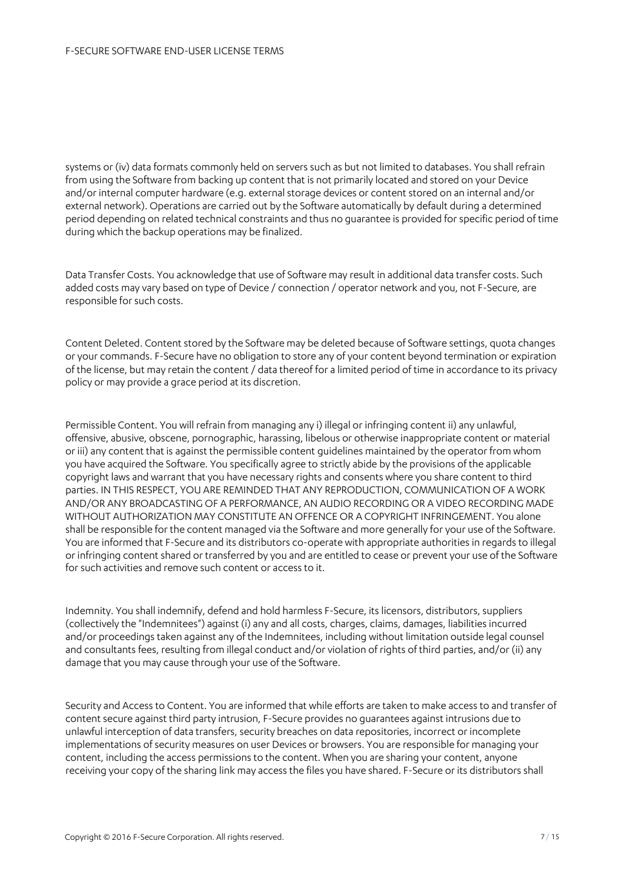systems or (iv) data formats commonly held on servers such as but not limited to databases. You shall refrain from using the Software from backing up content that is not primarily located and stored on your Device and/or internal computer hardware (e.g. external storage devices or content stored on an internal and/or external network). Operations are carried out by the Software automatically by default during a determined period depending on related technical constraints and thus no guarantee is provided for specific period of time during which the backup operations may be finalized.

Data Transfer Costs. You acknowledge that use of Software may result in additional data transfer costs. Such added costs may vary based on type of Device / connection / operator network and you, not F-Secure, are responsible for such costs.

Content Deleted. Content stored by the Software may be deleted because of Software settings, quota changes or your commands. F-Secure have no obligation to store any of your content beyond termination or expiration of the license, but may retain the content / data thereof for a limited period of time in accordance to its privacy policy or may provide a grace period at its discretion.

Permissible Content. You will refrain from managing any i) illegal or infringing content ii) any unlawful, offensive, abusive, obscene, pornographic, harassing, libelous or otherwise inappropriate content or material or iii) any content that is against the permissible content guidelines maintained by the operator from whom you have acquired the Software. You specifically agree to strictly abide by the provisions of the applicable copyright laws and warrant that you have necessary rights and consents where you share content to third parties. IN THIS RESPECT, YOU ARE REMINDED THAT ANY REPRODUCTION, COMMUNICATION OF A WORK AND/OR ANY BROADCASTING OF A PERFORMANCE, AN AUDIO RECORDING OR A VIDEO RECORDING MADE WITHOUT AUTHORIZATION MAY CONSTITUTE AN OFFENCE OR A COPYRIGHT INFRINGEMENT. You alone shall be responsible for the content managed via the Software and more generally for your use of the Software. You are informed that F-Secure and its distributors co-operate with appropriate authorities in regards to illegal or infringing content shared or transferred by you and are entitled to cease or prevent your use of the Software for such activities and remove such content or access to it.

Indemnity. You shall indemnify, defend and hold harmless F-Secure, its licensors, distributors, suppliers (collectively the "Indemnitees") against (i) any and all costs, charges, claims, damages, liabilities incurred and/or proceedings taken against any of the Indemnitees, including without limitation outside legal counsel and consultants fees, resulting from illegal conduct and/or violation of rights of third parties, and/or (ii) any damage that you may cause through your use of the Software.

Security and Access to Content. You are informed that while efforts are taken to make access to and transfer of content secure against third party intrusion, F-Secure provides no guarantees against intrusions due to unlawful interception of data transfers, security breaches on data repositories, incorrect or incomplete implementations of security measures on user Devices or browsers. You are responsible for managing your content, including the access permissions to the content. When you are sharing your content, anyone receiving your copy of the sharing link may access the files you have shared. F-Secure or its distributors shall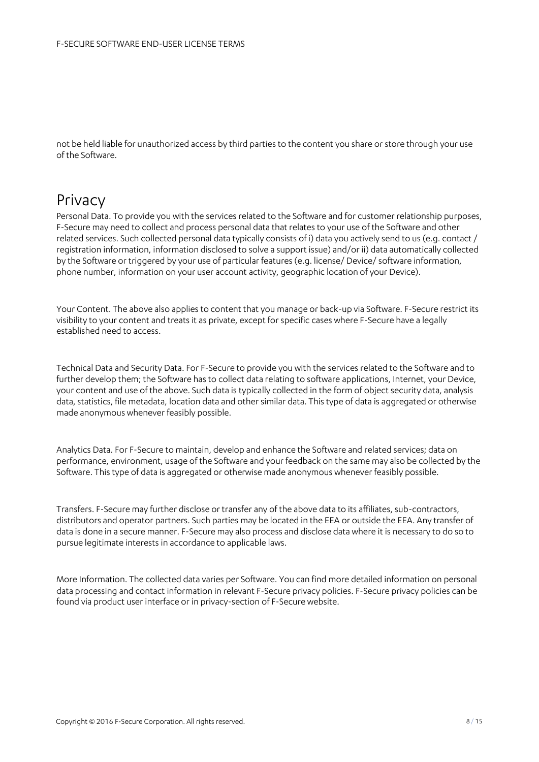not be held liable for unauthorized access by third parties to the content you share or store through your use of the Software.

# Privacy

Personal Data. To provide you with the services related to the Software and for customer relationship purposes, F-Secure may need to collect and process personal data that relates to your use of the Software and other related services. Such collected personal data typically consists of i) data you actively send to us (e.g. contact / registration information, information disclosed to solve a support issue) and/or ii) data automatically collected by the Software or triggered by your use of particular features (e.g. license/ Device/ software information, phone number, information on your user account activity, geographic location of your Device).

Your Content. The above also applies to content that you manage or back-up via Software. F-Secure restrict its visibility to your content and treats it as private, except for specific cases where F-Secure have a legally established need to access.

Technical Data and Security Data. For F-Secure to provide you with the services related to the Software and to further develop them; the Software has to collect data relating to software applications, Internet, your Device, your content and use of the above. Such data is typically collected in the form of object security data, analysis data, statistics, file metadata, location data and other similar data. This type of data is aggregated or otherwise made anonymous whenever feasibly possible.

Analytics Data. For F-Secure to maintain, develop and enhance the Software and related services; data on performance, environment, usage of the Software and your feedback on the same may also be collected by the Software. This type of data is aggregated or otherwise made anonymous whenever feasibly possible.

Transfers. F-Secure may further disclose or transfer any of the above data to its affiliates, sub-contractors, distributors and operator partners. Such parties may be located in the EEA or outside the EEA. Any transfer of data is done in a secure manner. F-Secure may also process and disclose data where it is necessary to do so to pursue legitimate interests in accordance to applicable laws.

More Information. The collected data varies per Software. You can find more detailed information on personal data processing and contact information in relevant F-Secure privacy policies. F-Secure privacy policies can be found via product user interface or in privacy-section of F-Secure website.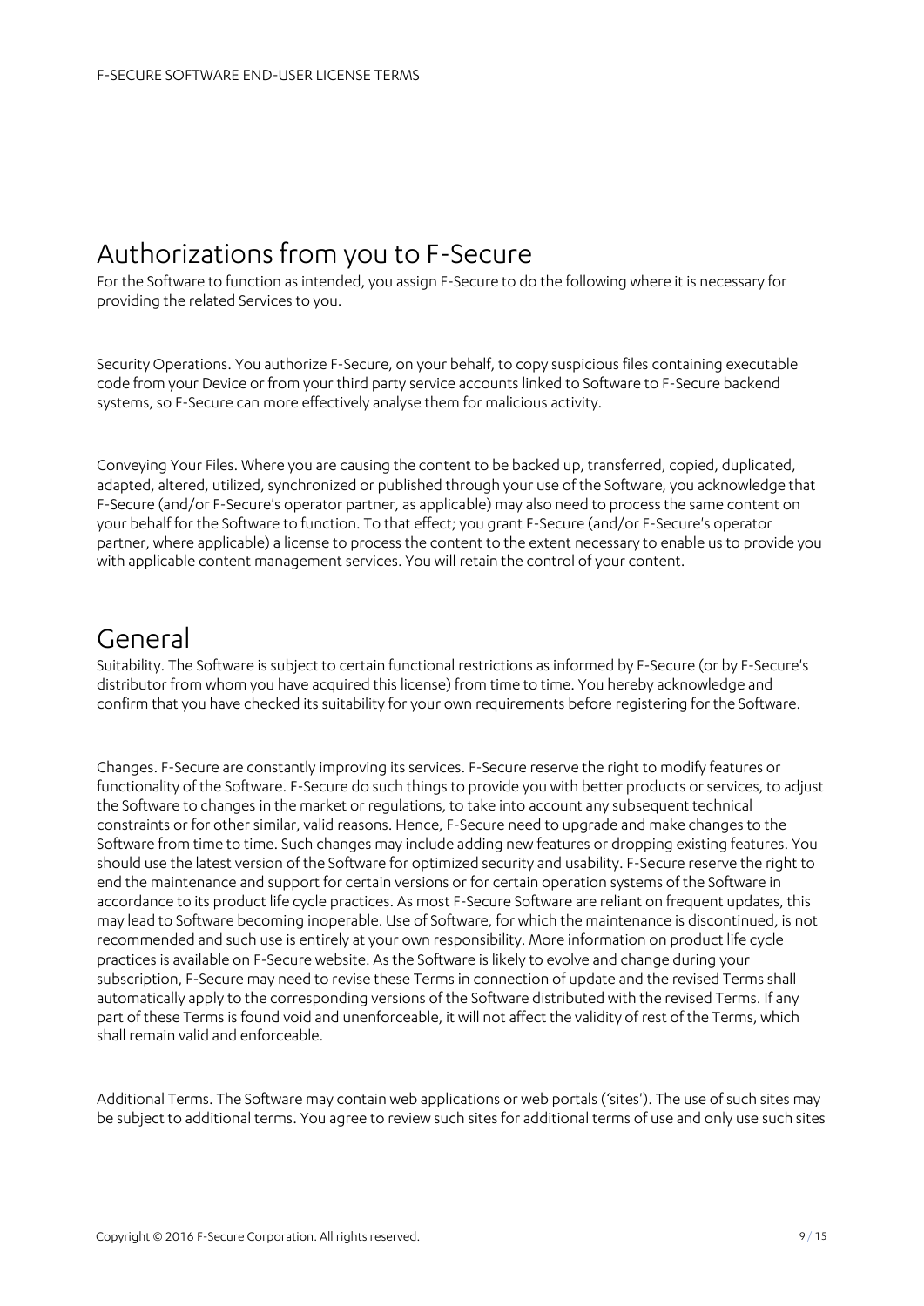## Authorizations from you to F-Secure

For the Software to function as intended, you assign F-Secure to do the following where it is necessary for providing the related Services to you.

Security Operations. You authorize F-Secure, on your behalf, to copy suspicious files containing executable code from your Device or from your third party service accounts linked to Software to F-Secure backend systems, so F-Secure can more effectively analyse them for malicious activity.

Conveying Your Files. Where you are causing the content to be backed up, transferred, copied, duplicated, adapted, altered, utilized, synchronized or published through your use of the Software, you acknowledge that F-Secure (and/or F-Secure's operator partner, as applicable) may also need to process the same content on your behalf for the Software to function. To that effect; you grant F-Secure (and/or F-Secure's operator partner, where applicable) a license to process the content to the extent necessary to enable us to provide you with applicable content management services. You will retain the control of your content.

## General

Suitability. The Software is subject to certain functional restrictions as informed by F-Secure (or by F-Secure's distributor from whom you have acquired this license) from time to time. You hereby acknowledge and confirm that you have checked its suitability for your own requirements before registering for the Software.

Changes. F-Secure are constantly improving its services. F-Secure reserve the right to modify features or functionality of the Software. F-Secure do such things to provide you with better products or services, to adjust the Software to changes in the market or regulations, to take into account any subsequent technical constraints or for other similar, valid reasons. Hence, F-Secure need to upgrade and make changes to the Software from time to time. Such changes may include adding new features or dropping existing features. You should use the latest version of the Software for optimized security and usability. F-Secure reserve the right to end the maintenance and support for certain versions or for certain operation systems of the Software in accordance to its product life cycle practices. As most F-Secure Software are reliant on frequent updates, this may lead to Software becoming inoperable. Use of Software, for which the maintenance is discontinued, is not recommended and such use is entirely at your own responsibility. More information on product life cycle practices is available on F-Secure website. As the Software is likely to evolve and change during your subscription, F-Secure may need to revise these Terms in connection of update and the revised Terms shall automatically apply to the corresponding versions of the Software distributed with the revised Terms. If any part of these Terms is found void and unenforceable, it will not affect the validity of rest of the Terms, which shall remain valid and enforceable.

Additional Terms. The Software may contain web applications or web portals ('sites'). The use of such sites may be subject to additional terms. You agree to review such sites for additional terms of use and only use such sites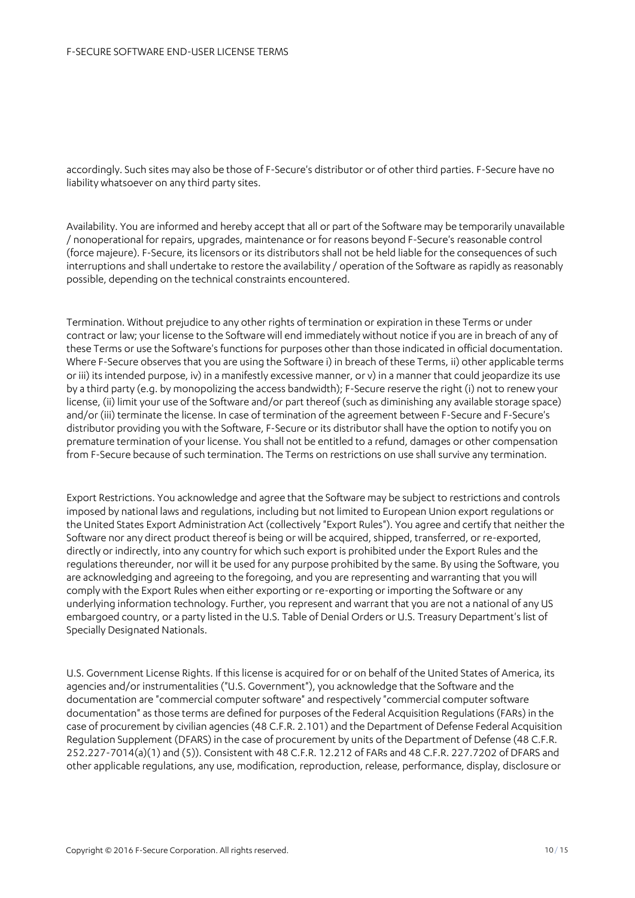accordingly. Such sites may also be those of F-Secure's distributor or of other third parties. F-Secure have no liability whatsoever on any third party sites.

Availability. You are informed and hereby accept that all or part of the Software may be temporarily unavailable / nonoperational for repairs, upgrades, maintenance or for reasons beyond F-Secure's reasonable control (force majeure). F-Secure, its licensors or its distributors shall not be held liable for the consequences of such interruptions and shall undertake to restore the availability / operation of the Software as rapidly as reasonably possible, depending on the technical constraints encountered.

Termination. Without prejudice to any other rights of termination or expiration in these Terms or under contract or law; your license to the Software will end immediately without notice if you are in breach of any of these Terms or use the Software's functions for purposes other than those indicated in official documentation. Where F-Secure observes that you are using the Software i) in breach of these Terms, ii) other applicable terms or iii) its intended purpose, iv) in a manifestly excessive manner, or v) in a manner that could jeopardize its use by a third party (e.g. by monopolizing the access bandwidth); F-Secure reserve the right (i) not to renew your license, (ii) limit your use of the Software and/or part thereof (such as diminishing any available storage space) and/or (iii) terminate the license. In case of termination of the agreement between F-Secure and F-Secure's distributor providing you with the Software, F-Secure or its distributor shall have the option to notify you on premature termination of your license. You shall not be entitled to a refund, damages or other compensation from F-Secure because of such termination. The Terms on restrictions on use shall survive any termination.

Export Restrictions. You acknowledge and agree that the Software may be subject to restrictions and controls imposed by national laws and regulations, including but not limited to European Union export regulations or the United States Export Administration Act (collectively "Export Rules"). You agree and certify that neither the Software nor any direct product thereof is being or will be acquired, shipped, transferred, or re-exported, directly or indirectly, into any country for which such export is prohibited under the Export Rules and the regulations thereunder, nor will it be used for any purpose prohibited by the same. By using the Software, you are acknowledging and agreeing to the foregoing, and you are representing and warranting that you will comply with the Export Rules when either exporting or re-exporting or importing the Software or any underlying information technology. Further, you represent and warrant that you are not a national of any US embargoed country, or a party listed in the U.S. Table of Denial Orders or U.S. Treasury Department's list of Specially Designated Nationals.

U.S. Government License Rights. If this license is acquired for or on behalf of the United States of America, its agencies and/or instrumentalities ("U.S. Government"), you acknowledge that the Software and the documentation are "commercial computer software" and respectively "commercial computer software documentation" as those terms are defined for purposes of the Federal Acquisition Regulations (FARs) in the case of procurement by civilian agencies (48 C.F.R. 2.101) and the Department of Defense Federal Acquisition Regulation Supplement (DFARS) in the case of procurement by units of the Department of Defense (48 C.F.R. 252.227-7014(a)(1) and (5)). Consistent with 48 C.F.R. 12.212 of FARs and 48 C.F.R. 227.7202 of DFARS and other applicable regulations, any use, modification, reproduction, release, performance, display, disclosure or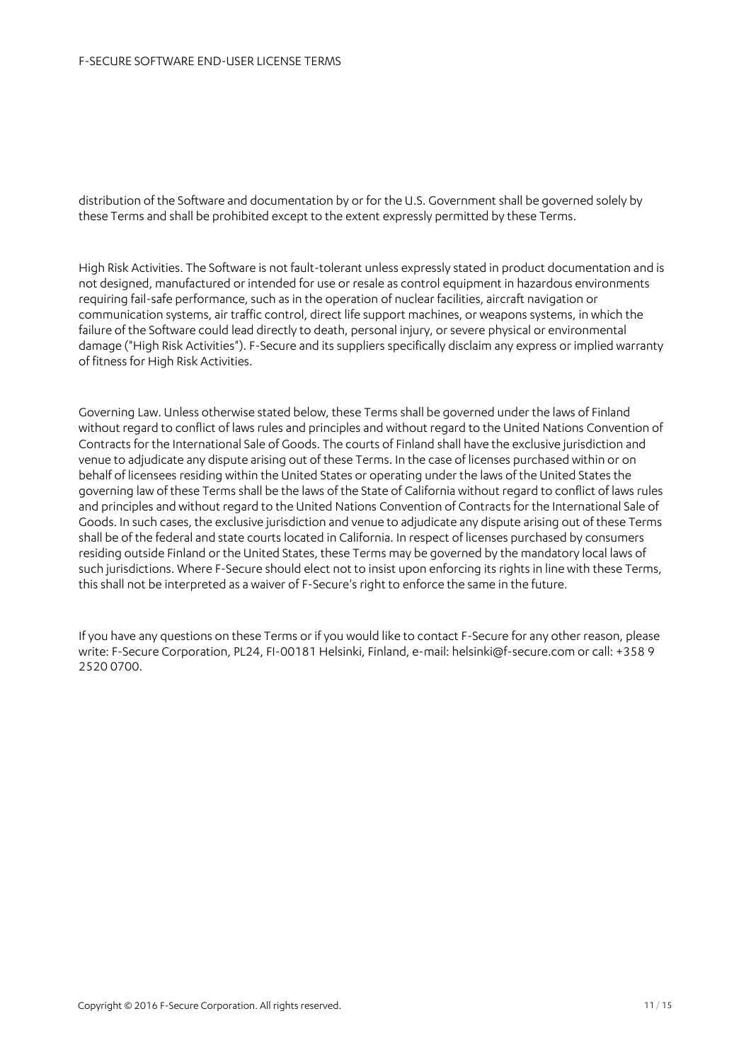distribution of the Software and documentation by or for the U.S. Government shall be governed solely by these Terms and shall be prohibited except to the extent expressly permitted by these Terms.

High Risk Activities. The Software is not fault-tolerant unless expressly stated in product documentation and is not designed, manufactured or intended for use or resale as control equipment in hazardous environments requiring fail-safe performance, such as in the operation of nuclear facilities, aircraft navigation or communication systems, air traffic control, direct life support machines, or weapons systems, in which the failure of the Software could lead directly to death, personal injury, or severe physical or environmental damage ("High Risk Activities"). F-Secure and its suppliers specifically disclaim any express or implied warranty of fitness for High Risk Activities.

Governing Law. Unless otherwise stated below, these Terms shall be governed under the laws of Finland without regard to conflict of laws rules and principles and without regard to the United Nations Convention of Contracts for the International Sale of Goods. The courts of Finland shall have the exclusive jurisdiction and venue to adjudicate any dispute arising out of these Terms. In the case of licenses purchased within or on behalf of licensees residing within the United States or operating under the laws of the United States the governing law of these Terms shall be the laws of the State of California without regard to conflict of laws rules and principles and without regard to the United Nations Convention of Contracts for the International Sale of Goods. In such cases, the exclusive jurisdiction and venue to adjudicate any dispute arising out of these Terms shall be of the federal and state courts located in California. In respect of licenses purchased by consumers residing outside Finland or the United States, these Terms may be governed by the mandatory local laws of such jurisdictions. Where F-Secure should elect not to insist upon enforcing its rights in line with these Terms, this shall not be interpreted as a waiver of F-Secure's right to enforce the same in the future.

If you have any questions on these Terms or if you would like to contact F-Secure for any other reason, please write: F-Secure Corporation, PL24, FI-00181 Helsinki, Finland, e-mail: helsinki@f-secure.com or call: +358 9 2520 0700.